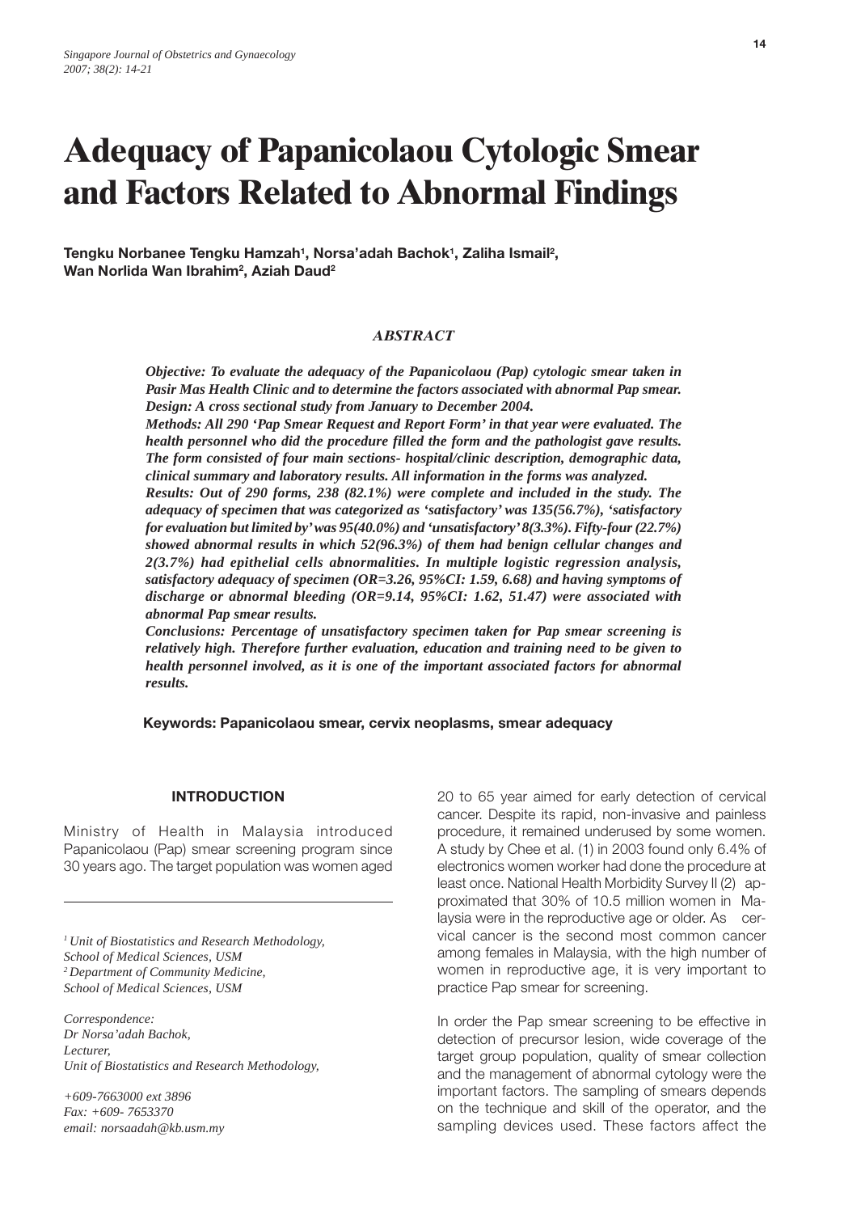# Adequacy of Papanicolaou Cytologic Smear and Factors Related to Abnormal Findings

**Tengku Norbanee Tengku Hamzah[1], Norsa'adah Bachok[1], Zaliha Ismail[2], Wan Norlida Wan Ibrahim[2], Aziah Daud[2]**

### *ABSTRACT*

***Objective: To evaluate the adequacy of the Papanicolaou (Pap) cytologic smear taken in Pasir Mas Health Clinic and to determine the factors associated with abnormal Pap smear.***
***Design: A cross sectional study from January to December 2004.***
***Methods: All 290 'Pap Smear Request and Report Form' in that year were evaluated. The health personnel who did the procedure filled the form and the pathologist gave results. The form consisted of four main sections- hospital/clinic description, demographic data, clinical summary and laboratory results. All information in the forms was analyzed.***
***Results: Out of 290 forms, 238 (82.1%) were complete and included in the study. The adequacy of specimen that was categorized as 'satisfactory' was 135(56.7%), 'satisfactory for evaluation but limited by' was 95(40.0%) and 'unsatisfactory' 8(3.3%). Fifty-four (22.7%) showed abnormal results in which 52(96.3%) of them had benign cellular changes and 2(3.7%) had epithelial cells abnormalities. In multiple logistic regression analysis, satisfactory adequacy of specimen (OR=3.26, 95%CI: 1.59, 6.68) and having symptoms of discharge or abnormal bleeding (OR=9.14, 95%CI: 1.62, 51.47) were associated with abnormal Pap smear results.***
***Conclusions: Percentage of unsatisfactory specimen taken for Pap smear screening is relatively high. Therefore further evaluation, education and training need to be given to health personnel involved, as it is one of the important associated factors for abnormal results.***

**Keywords: Papanicolaou smear, cervix neoplasms, smear adequacy**

## INTRODUCTION

Ministry of Health in Malaysia introduced Papanicolaou (Pap) smear screening program since 30 years ago. The target population was women aged 20 to 65 year aimed for early detection of cervical cancer. Despite its rapid, non-invasive and painless procedure, it remained underused by some women. A study by Chee et al. (1) in 2003 found only 6.4% of electronics women worker had done the procedure at least once. National Health Morbidity Survey II (2) approximated that 30% of 10.5 million women in Malaysia were in the reproductive age or older. As cervical cancer is the second most common cancer among females in Malaysia, with the high number of women in reproductive age, it is very important to practice Pap smear for screening.

In order the Pap smear screening to be effective in detection of precursor lesion, wide coverage of the target group population, quality of smear collection and the management of abnormal cytology were the important factors. The sampling of smears depends on the technique and skill of the operator, and the sampling devices used. These factors affect the

*[1] Unit of Biostatistics and Research Methodology, School of Medical Sciences, USM*
*[2] Department of Community Medicine, School of Medical Sciences, USM*

*Correspondence:*
*Dr Norsa'adah Bachok,*
*Lecturer,*
*Unit of Biostatistics and Research Methodology,*

*+609-7663000 ext 3896*
*Fax: +609- 7653370*
*email: norsaadah@kb.usm.my*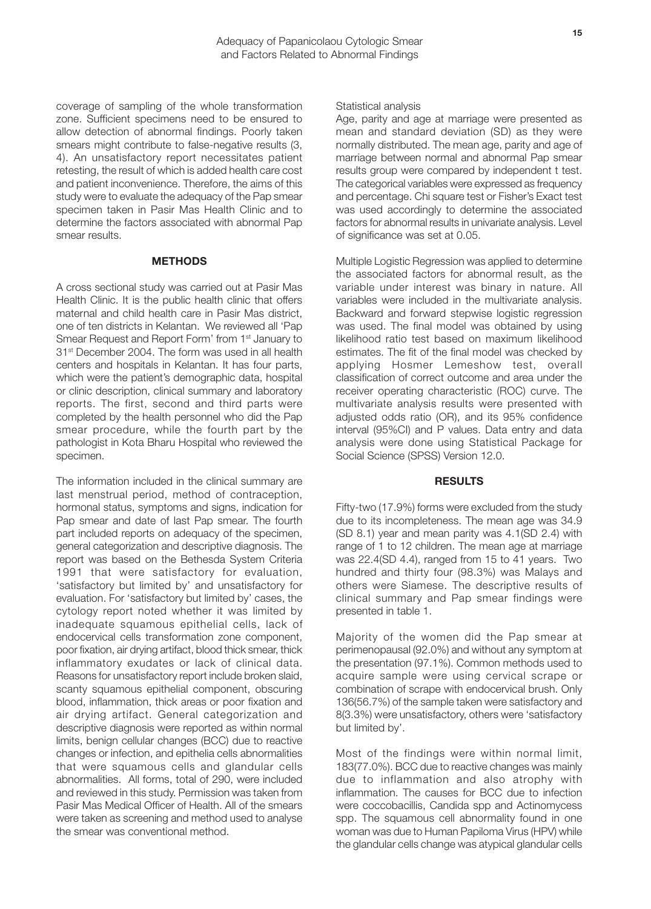coverage of sampling of the whole transformation zone. Sufficient specimens need to be ensured to allow detection of abnormal findings. Poorly taken smears might contribute to false-negative results (3, 4). An unsatisfactory report necessitates patient retesting, the result of which is added health care cost and patient inconvenience. Therefore, the aims of this study were to evaluate the adequacy of the Pap smear specimen taken in Pasir Mas Health Clinic and to determine the factors associated with abnormal Pap smear results.

## METHODS

A cross sectional study was carried out at Pasir Mas Health Clinic. It is the public health clinic that offers maternal and child health care in Pasir Mas district, one of ten districts in Kelantan. We reviewed all 'Pap Smear Request and Report Form' from 1st January to 31st December 2004. The form was used in all health centers and hospitals in Kelantan. It has four parts, which were the patient's demographic data, hospital or clinic description, clinical summary and laboratory reports. The first, second and third parts were completed by the health personnel who did the Pap smear procedure, while the fourth part by the pathologist in Kota Bharu Hospital who reviewed the specimen.

The information included in the clinical summary are last menstrual period, method of contraception, hormonal status, symptoms and signs, indication for Pap smear and date of last Pap smear. The fourth part included reports on adequacy of the specimen, general categorization and descriptive diagnosis. The report was based on the Bethesda System Criteria 1991 that were satisfactory for evaluation, 'satisfactory but limited by' and unsatisfactory for evaluation. For 'satisfactory but limited by' cases, the cytology report noted whether it was limited by inadequate squamous epithelial cells, lack of endocervical cells transformation zone component, poor fixation, air drying artifact, blood thick smear, thick inflammatory exudates or lack of clinical data. Reasons for unsatisfactory report include broken slaid, scanty squamous epithelial component, obscuring blood, inflammation, thick areas or poor fixation and air drying artifact. General categorization and descriptive diagnosis were reported as within normal limits, benign cellular changes (BCC) due to reactive changes or infection, and epithelia cells abnormalities that were squamous cells and glandular cells abnormalities. All forms, total of 290, were included and reviewed in this study. Permission was taken from Pasir Mas Medical Officer of Health. All of the smears were taken as screening and method used to analyse the smear was conventional method.

Statistical analysis

Age, parity and age at marriage were presented as mean and standard deviation (SD) as they were normally distributed. The mean age, parity and age of marriage between normal and abnormal Pap smear results group were compared by independent t test. The categorical variables were expressed as frequency and percentage. Chi square test or Fisher's Exact test was used accordingly to determine the associated factors for abnormal results in univariate analysis. Level of significance was set at 0.05.

Multiple Logistic Regression was applied to determine the associated factors for abnormal result, as the variable under interest was binary in nature. All variables were included in the multivariate analysis. Backward and forward stepwise logistic regression was used. The final model was obtained by using likelihood ratio test based on maximum likelihood estimates. The fit of the final model was checked by applying Hosmer Lemeshow test, overall classification of correct outcome and area under the receiver operating characteristic (ROC) curve. The multivariate analysis results were presented with adjusted odds ratio (OR), and its 95% confidence interval (95%CI) and P values. Data entry and data analysis were done using Statistical Package for Social Science (SPSS) Version 12.0.

## RESULTS

Fifty-two (17.9%) forms were excluded from the study due to its incompleteness. The mean age was 34.9 (SD 8.1) year and mean parity was 4.1(SD 2.4) with range of 1 to 12 children. The mean age at marriage was 22.4(SD 4.4), ranged from 15 to 41 years. Two hundred and thirty four (98.3%) was Malays and others were Siamese. The descriptive results of clinical summary and Pap smear findings were presented in table 1.

Majority of the women did the Pap smear at perimenopausal (92.0%) and without any symptom at the presentation (97.1%). Common methods used to acquire sample were using cervical scrape or combination of scrape with endocervical brush. Only 136(56.7%) of the sample taken were satisfactory and 8(3.3%) were unsatisfactory, others were 'satisfactory but limited by'.

Most of the findings were within normal limit, 183(77.0%). BCC due to reactive changes was mainly due to inflammation and also atrophy with inflammation. The causes for BCC due to infection were coccobacillis, Candida spp and Actinomycess spp. The squamous cell abnormality found in one woman was due to Human Papiloma Virus (HPV) while the glandular cells change was atypical glandular cells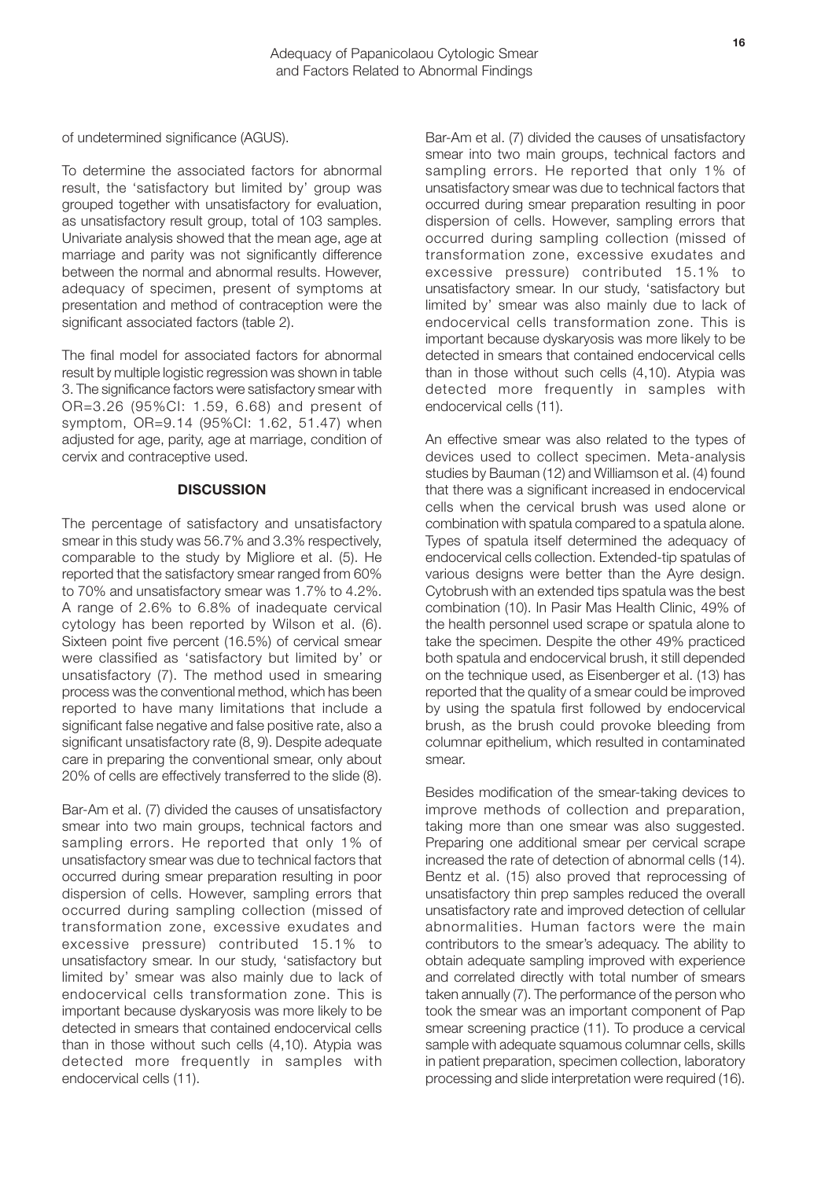of undetermined significance (AGUS).

To determine the associated factors for abnormal result, the 'satisfactory but limited by' group was grouped together with unsatisfactory for evaluation, as unsatisfactory result group, total of 103 samples. Univariate analysis showed that the mean age, age at marriage and parity was not significantly difference between the normal and abnormal results. However, adequacy of specimen, present of symptoms at presentation and method of contraception were the significant associated factors (table 2).

The final model for associated factors for abnormal result by multiple logistic regression was shown in table 3. The significance factors were satisfactory smear with OR=3.26 (95%CI: 1.59, 6.68) and present of symptom, OR=9.14 (95%CI: 1.62, 51.47) when adjusted for age, parity, age at marriage, condition of cervix and contraceptive used.

## DISCUSSION

The percentage of satisfactory and unsatisfactory smear in this study was 56.7% and 3.3% respectively, comparable to the study by Migliore et al. (5). He reported that the satisfactory smear ranged from 60% to 70% and unsatisfactory smear was 1.7% to 4.2%. A range of 2.6% to 6.8% of inadequate cervical cytology has been reported by Wilson et al. (6). Sixteen point five percent (16.5%) of cervical smear were classified as 'satisfactory but limited by' or unsatisfactory (7). The method used in smearing process was the conventional method, which has been reported to have many limitations that include a significant false negative and false positive rate, also a significant unsatisfactory rate (8, 9). Despite adequate care in preparing the conventional smear, only about 20% of cells are effectively transferred to the slide (8).

Bar-Am et al. (7) divided the causes of unsatisfactory smear into two main groups, technical factors and sampling errors. He reported that only 1% of unsatisfactory smear was due to technical factors that occurred during smear preparation resulting in poor dispersion of cells. However, sampling errors that occurred during sampling collection (missed of transformation zone, excessive exudates and excessive pressure) contributed 15.1% to unsatisfactory smear. In our study, 'satisfactory but limited by' smear was also mainly due to lack of endocervical cells transformation zone. This is important because dyskaryosis was more likely to be detected in smears that contained endocervical cells than in those without such cells (4,10). Atypia was detected more frequently in samples with endocervical cells (11).

Bar-Am et al. (7) divided the causes of unsatisfactory smear into two main groups, technical factors and sampling errors. He reported that only 1% of unsatisfactory smear was due to technical factors that occurred during smear preparation resulting in poor dispersion of cells. However, sampling errors that occurred during sampling collection (missed of transformation zone, excessive exudates and excessive pressure) contributed 15.1% to unsatisfactory smear. In our study, 'satisfactory but limited by' smear was also mainly due to lack of endocervical cells transformation zone. This is important because dyskaryosis was more likely to be detected in smears that contained endocervical cells than in those without such cells (4,10). Atypia was detected more frequently in samples with endocervical cells (11).

An effective smear was also related to the types of devices used to collect specimen. Meta-analysis studies by Bauman (12) and Williamson et al. (4) found that there was a significant increased in endocervical cells when the cervical brush was used alone or combination with spatula compared to a spatula alone. Types of spatula itself determined the adequacy of endocervical cells collection. Extended-tip spatulas of various designs were better than the Ayre design. Cytobrush with an extended tips spatula was the best combination (10). In Pasir Mas Health Clinic, 49% of the health personnel used scrape or spatula alone to take the specimen. Despite the other 49% practiced both spatula and endocervical brush, it still depended on the technique used, as Eisenberger et al. (13) has reported that the quality of a smear could be improved by using the spatula first followed by endocervical brush, as the brush could provoke bleeding from columnar epithelium, which resulted in contaminated smear.

Besides modification of the smear-taking devices to improve methods of collection and preparation, taking more than one smear was also suggested. Preparing one additional smear per cervical scrape increased the rate of detection of abnormal cells (14). Bentz et al. (15) also proved that reprocessing of unsatisfactory thin prep samples reduced the overall unsatisfactory rate and improved detection of cellular abnormalities. Human factors were the main contributors to the smear's adequacy. The ability to obtain adequate sampling improved with experience and correlated directly with total number of smears taken annually (7). The performance of the person who took the smear was an important component of Pap smear screening practice (11). To produce a cervical sample with adequate squamous columnar cells, skills in patient preparation, specimen collection, laboratory processing and slide interpretation were required (16).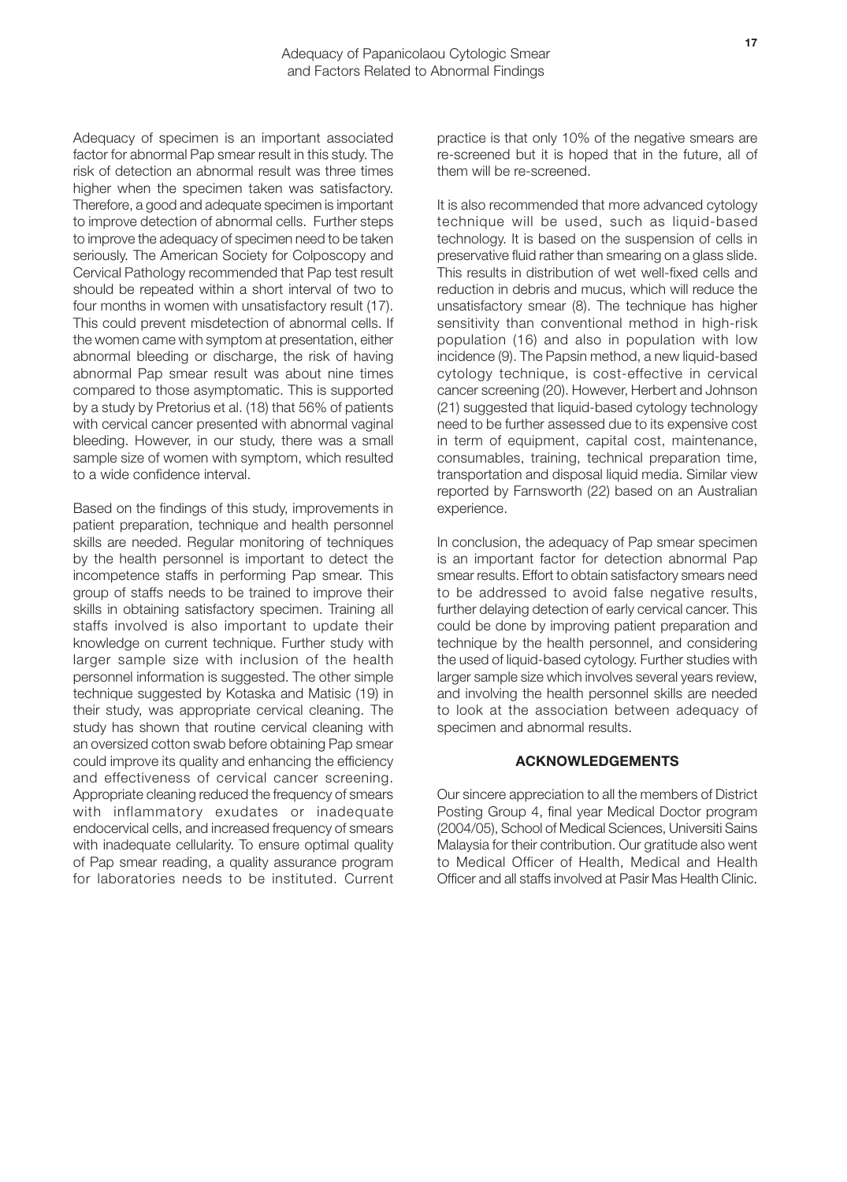Adequacy of specimen is an important associated factor for abnormal Pap smear result in this study. The risk of detection an abnormal result was three times higher when the specimen taken was satisfactory. Therefore, a good and adequate specimen is important to improve detection of abnormal cells. Further steps to improve the adequacy of specimen need to be taken seriously. The American Society for Colposcopy and Cervical Pathology recommended that Pap test result should be repeated within a short interval of two to four months in women with unsatisfactory result (17). This could prevent misdetection of abnormal cells. If the women came with symptom at presentation, either abnormal bleeding or discharge, the risk of having abnormal Pap smear result was about nine times compared to those asymptomatic. This is supported by a study by Pretorius et al. (18) that 56% of patients with cervical cancer presented with abnormal vaginal bleeding. However, in our study, there was a small sample size of women with symptom, which resulted to a wide confidence interval.

Based on the findings of this study, improvements in patient preparation, technique and health personnel skills are needed. Regular monitoring of techniques by the health personnel is important to detect the incompetence staffs in performing Pap smear. This group of staffs needs to be trained to improve their skills in obtaining satisfactory specimen. Training all staffs involved is also important to update their knowledge on current technique. Further study with larger sample size with inclusion of the health personnel information is suggested. The other simple technique suggested by Kotaska and Matisic (19) in their study, was appropriate cervical cleaning. The study has shown that routine cervical cleaning with an oversized cotton swab before obtaining Pap smear could improve its quality and enhancing the efficiency and effectiveness of cervical cancer screening. Appropriate cleaning reduced the frequency of smears with inflammatory exudates or inadequate endocervical cells, and increased frequency of smears with inadequate cellularity. To ensure optimal quality of Pap smear reading, a quality assurance program for laboratories needs to be instituted. Current practice is that only 10% of the negative smears are re-screened but it is hoped that in the future, all of them will be re-screened.

It is also recommended that more advanced cytology technique will be used, such as liquid-based technology. It is based on the suspension of cells in preservative fluid rather than smearing on a glass slide. This results in distribution of wet well-fixed cells and reduction in debris and mucus, which will reduce the unsatisfactory smear (8). The technique has higher sensitivity than conventional method in high-risk population (16) and also in population with low incidence (9). The Papsin method, a new liquid-based cytology technique, is cost-effective in cervical cancer screening (20). However, Herbert and Johnson (21) suggested that liquid-based cytology technology need to be further assessed due to its expensive cost in term of equipment, capital cost, maintenance, consumables, training, technical preparation time, transportation and disposal liquid media. Similar view reported by Farnsworth (22) based on an Australian experience.

In conclusion, the adequacy of Pap smear specimen is an important factor for detection abnormal Pap smear results. Effort to obtain satisfactory smears need to be addressed to avoid false negative results, further delaying detection of early cervical cancer. This could be done by improving patient preparation and technique by the health personnel, and considering the used of liquid-based cytology. Further studies with larger sample size which involves several years review, and involving the health personnel skills are needed to look at the association between adequacy of specimen and abnormal results.

## ACKNOWLEDGEMENTS

Our sincere appreciation to all the members of District Posting Group 4, final year Medical Doctor program (2004/05), School of Medical Sciences, Universiti Sains Malaysia for their contribution. Our gratitude also went to Medical Officer of Health, Medical and Health Officer and all staffs involved at Pasir Mas Health Clinic.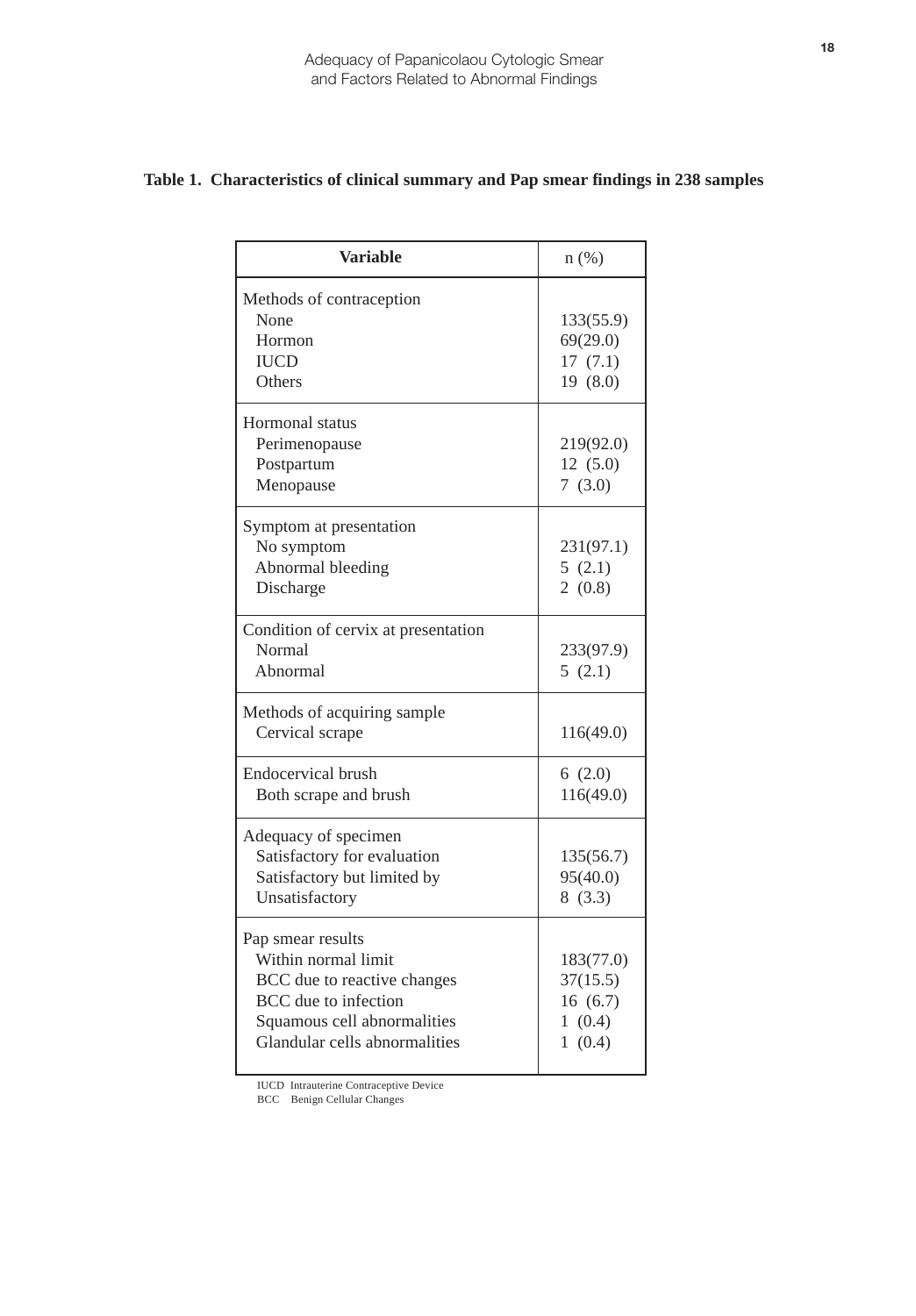**Table 1. Characteristics of clinical summary and Pap smear findings in 238 samples**

| Variable | n (%) |
|---|---|
| Methods of contraception | |
| None | 133(55.9) |
| Hormon | 69(29.0) |
| IUCD | 17 (7.1) |
| Others | 19 (8.0) |
| Hormonal status | |
| Perimenopause | 219(92.0) |
| Postpartum | 12 (5.0) |
| Menopause | 7 (3.0) |
| Symptom at presentation | |
| No symptom | 231(97.1) |
| Abnormal bleeding | 5 (2.1) |
| Discharge | 2 (0.8) |
| Condition of cervix at presentation | |
| Normal | 233(97.9) |
| Abnormal | 5 (2.1) |
| Methods of acquiring sample | |
| Cervical scrape | 116(49.0) |
| Endocervical brush | 6 (2.0) |
| Both scrape and brush | 116(49.0) |
| Adequacy of specimen | |
| Satisfactory for evaluation | 135(56.7) |
| Satisfactory but limited by | 95(40.0) |
| Unsatisfactory | 8 (3.3) |
| Pap smear results | |
| Within normal limit | 183(77.0) |
| BCC due to reactive changes | 37(15.5) |
| BCC due to infection | 16 (6.7) |
| Squamous cell abnormalities | 1 (0.4) |
| Glandular cells abnormalities | 1 (0.4) |

IUCD Intrauterine Contraceptive Device
BCC Benign Cellular Changes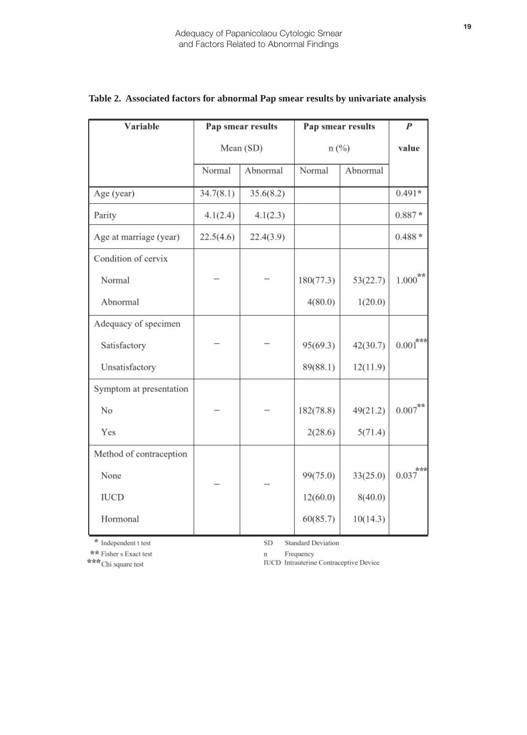**Table 2. Associated factors for abnormal Pap smear results by univariate analysis**

| Variable | Pap smear results Mean (SD) | | Pap smear results n (%) | | *P* value |
|---|---|---|---|---|---|
| | Normal | Abnormal | Normal | Abnormal | |
| Age (year) | 34.7(8.1) | 35.6(8.2) | | | 0.491* |
| Parity | 4.1(2.4) | 4.1(2.3) | | | 0.887 * |
| Age at marriage (year) | 22.5(4.6) | 22.4(3.9) | | | 0.488 * |
| Condition of cervix | | | | | |
| Normal | – | – | 180(77.3) | 53(22.7) | 1.000** |
| Abnormal | | | 4(80.0) | 1(20.0) | |
| Adequacy of specimen | | | | | |
| Satisfactory | – | – | 95(69.3) | 42(30.7) | 0.001*** |
| Unsatisfactory | | | 89(88.1) | 12(11.9) | |
| Symptom at presentation | | | | | |
| No | – | – | 182(78.8) | 49(21.2) | 0.007** |
| Yes | | | 2(28.6) | 5(71.4) | |
| Method of contraception | | | | | |
| None | – | – | 99(75.0) | 33(25.0) | 0.037*** |
| IUCD | | | 12(60.0) | 8(40.0) | |
| Hormonal | | | 60(85.7) | 10(14.3) | |

\* Independent t test
** Fisher s Exact test
*** Chi square test

SD Standard Deviation
n Frequency
IUCD Intrauterine Contraceptive Device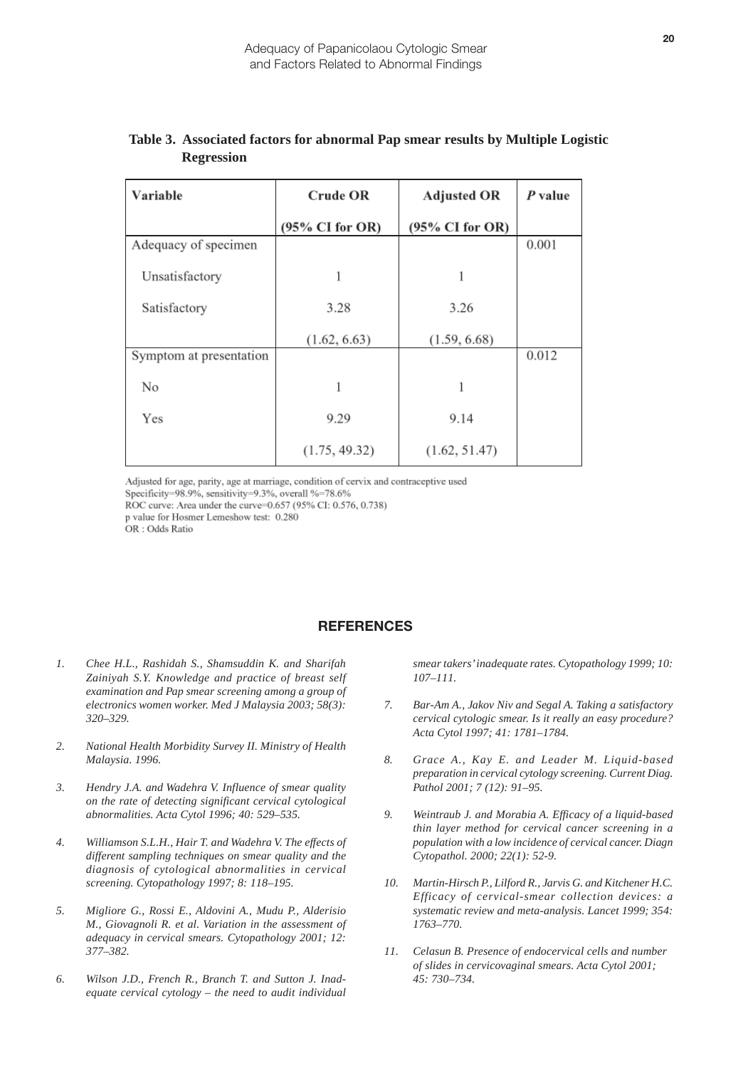**Table 3. Associated factors for abnormal Pap smear results by Multiple Logistic Regression**

| Variable | Crude OR (95% CI for OR) | Adjusted OR (95% CI for OR) | *P* value |
|---|---|---|---|
| Adequacy of specimen | | | 0.001 |
| Unsatisfactory | 1 | 1 | |
| Satisfactory | 3.28 (1.62, 6.63) | 3.26 (1.59, 6.68) | |
| Symptom at presentation | | | 0.012 |
| No | 1 | 1 | |
| Yes | 9.29 (1.75, 49.32) | 9.14 (1.62, 51.47) | |

Adjusted for age, parity, age at marriage, condition of cervix and contraceptive used
Specificity=98.9%, sensitivity=9.3%, overall %=78.6%
ROC curve: Area under the curve=0.657 (95% CI: 0.576, 0.738)
p value for Hosmer Lemeshow test: 0.280
OR : Odds Ratio

## REFERENCES

1. *Chee H.L., Rashidah S., Shamsuddin K. and Sharifah Zainiyah S.Y. Knowledge and practice of breast self examination and Pap smear screening among a group of electronics women worker. Med J Malaysia 2003; 58(3): 320–329.*
2. *National Health Morbidity Survey II. Ministry of Health Malaysia. 1996.*
3. *Hendry J.A. and Wadehra V. Influence of smear quality on the rate of detecting significant cervical cytological abnormalities. Acta Cytol 1996; 40: 529–535.*
4. *Williamson S.L.H., Hair T. and Wadehra V. The effects of different sampling techniques on smear quality and the diagnosis of cytological abnormalities in cervical screening. Cytopathology 1997; 8: 118–195.*
5. *Migliore G., Rossi E., Aldovini A., Mudu P., Alderisio M., Giovagnoli R. et al. Variation in the assessment of adequacy in cervical smears. Cytopathology 2001; 12: 377–382.*
6. *Wilson J.D., French R., Branch T. and Sutton J. Inadequate cervical cytology – the need to audit individual smear takers' inadequate rates. Cytopathology 1999; 10: 107–111.*
7. *Bar-Am A., Jakov Niv and Segal A. Taking a satisfactory cervical cytologic smear. Is it really an easy procedure? Acta Cytol 1997; 41: 1781–1784.*
8. *Grace A., Kay E. and Leader M. Liquid-based preparation in cervical cytology screening. Current Diag. Pathol 2001; 7 (12): 91–95.*
9. *Weintraub J. and Morabia A. Efficacy of a liquid-based thin layer method for cervical cancer screening in a population with a low incidence of cervical cancer. Diagn Cytopathol. 2000; 22(1): 52-9.*
10. *Martin-Hirsch P., Lilford R., Jarvis G. and Kitchener H.C. Efficacy of cervical-smear collection devices: a systematic review and meta-analysis. Lancet 1999; 354: 1763–770.*
11. *Celasun B. Presence of endocervical cells and number of slides in cervicovaginal smears. Acta Cytol 2001; 45: 730–734.*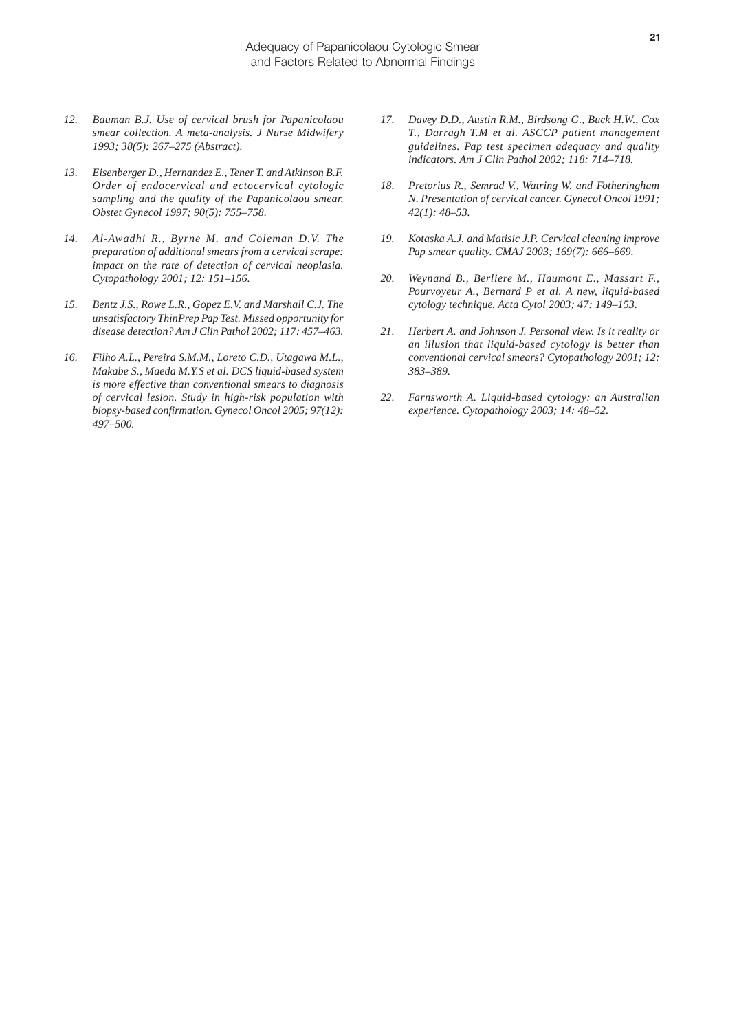12. *Bauman B.J. Use of cervical brush for Papanicolaou smear collection. A meta-analysis. J Nurse Midwifery 1993; 38(5): 267–275 (Abstract).*

13. *Eisenberger D., Hernandez E., Tener T. and Atkinson B.F. Order of endocervical and ectocervical cytologic sampling and the quality of the Papanicolaou smear. Obstet Gynecol 1997; 90(5): 755–758.*

14. *Al-Awadhi R., Byrne M. and Coleman D.V. The preparation of additional smears from a cervical scrape: impact on the rate of detection of cervical neoplasia. Cytopathology 2001; 12: 151–156.*

15. *Bentz J.S., Rowe L.R., Gopez E.V. and Marshall C.J. The unsatisfactory ThinPrep Pap Test. Missed opportunity for disease detection? Am J Clin Pathol 2002; 117: 457–463.*

16. *Filho A.L., Pereira S.M.M., Loreto C.D., Utagawa M.L., Makabe S., Maeda M.Y.S et al. DCS liquid-based system is more effective than conventional smears to diagnosis of cervical lesion. Study in high-risk population with biopsy-based confirmation. Gynecol Oncol 2005; 97(12): 497–500.*

17. *Davey D.D., Austin R.M., Birdsong G., Buck H.W., Cox T., Darragh T.M et al. ASCCP patient management guidelines. Pap test specimen adequacy and quality indicators. Am J Clin Pathol 2002; 118: 714–718.*

18. *Pretorius R., Semrad V., Watring W. and Fotheringham N. Presentation of cervical cancer. Gynecol Oncol 1991; 42(1): 48–53.*

19. *Kotaska A.J. and Matisic J.P. Cervical cleaning improve Pap smear quality. CMAJ 2003; 169(7): 666–669.*

20. *Weynand B., Berliere M., Haumont E., Massart F., Pourvoyeur A., Bernard P et al. A new, liquid-based cytology technique. Acta Cytol 2003; 47: 149–153.*

21. *Herbert A. and Johnson J. Personal view. Is it reality or an illusion that liquid-based cytology is better than conventional cervical smears? Cytopathology 2001; 12: 383–389.*

22. *Farnsworth A. Liquid-based cytology: an Australian experience. Cytopathology 2003; 14: 48–52.*